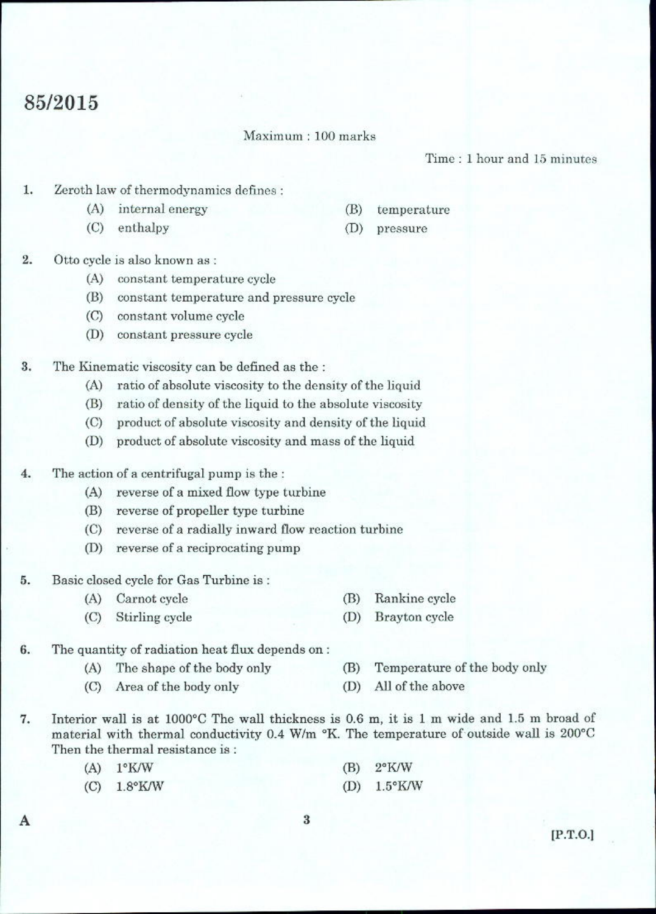# 85/2015

Maximum : 100 marks

Time : 1 hour and 15 minutes

1. Zeroth law of thermodynamics defines :
   - (A) internal energy
   - (B) temperature
   - (C) enthalpy
   - (D) pressure

2. Otto cycle is also known as :
   - (A) constant temperature cycle
   - (B) constant temperature and pressure cycle
   - (C) constant volume cycle
   - (D) constant pressure cycle

3. The Kinematic viscosity can be defined as the :
   - (A) ratio of absolute viscosity to the density of the liquid
   - (B) ratio of density of the liquid to the absolute viscosity
   - (C) product of absolute viscosity and density of the liquid
   - (D) product of absolute viscosity and mass of the liquid

4. The action of a centrifugal pump is the :
   - (A) reverse of a mixed flow type turbine
   - (B) reverse of propeller type turbine
   - (C) reverse of a radially inward flow reaction turbine
   - (D) reverse of a reciprocating pump

5. Basic closed cycle for Gas Turbine is :
   - (A) Carnot cycle
   - (B) Rankine cycle
   - (C) Stirling cycle
   - (D) Brayton cycle

6. The quantity of radiation heat flux depends on :
   - (A) The shape of the body only
   - (B) Temperature of the body only
   - (C) Area of the body only
   - (D) All of the above

7. Interior wall is at 1000°C The wall thickness is 0.6 m, it is 1 m wide and 1.5 m broad of material with thermal conductivity 0.4 W/m °K. The temperature of outside wall is 200°C Then the thermal resistance is :
   - (A) 1°K/W
   - (B) 2°K/W
   - (C) 1.8°K/W
   - (D) 1.5°K/W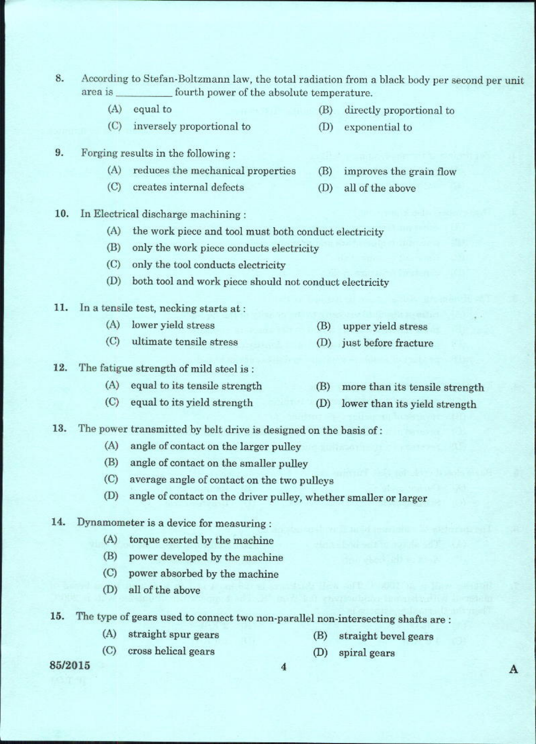8. According to Stefan-Boltzmann law, the total radiation from a black body per second per unit area is __________ fourth power of the absolute temperature.

   (A) equal to
   (B) directly proportional to
   (C) inversely proportional to
   (D) exponential to

9. Forging results in the following :

   (A) reduces the mechanical properties
   (B) improves the grain flow
   (C) creates internal defects
   (D) all of the above

10. In Electrical discharge machining :

    (A) the work piece and tool must both conduct electricity
    (B) only the work piece conducts electricity
    (C) only the tool conducts electricity
    (D) both tool and work piece should not conduct electricity

11. In a tensile test, necking starts at :

    (A) lower yield stress
    (B) upper yield stress
    (C) ultimate tensile stress
    (D) just before fracture

12. The fatigue strength of mild steel is :

    (A) equal to its tensile strength
    (B) more than its tensile strength
    (C) equal to its yield strength
    (D) lower than its yield strength

13. The power transmitted by belt drive is designed on the basis of :

    (A) angle of contact on the larger pulley
    (B) angle of contact on the smaller pulley
    (C) average angle of contact on the two pulleys
    (D) angle of contact on the driver pulley, whether smaller or larger

14. Dynamometer is a device for measuring :

    (A) torque exerted by the machine
    (B) power developed by the machine
    (C) power absorbed by the machine
    (D) all of the above

15. The type of gears used to connect two non-parallel non-intersecting shafts are :

    (A) straight spur gears
    (B) straight bevel gears
    (C) cross helical gears
    (D) spiral gears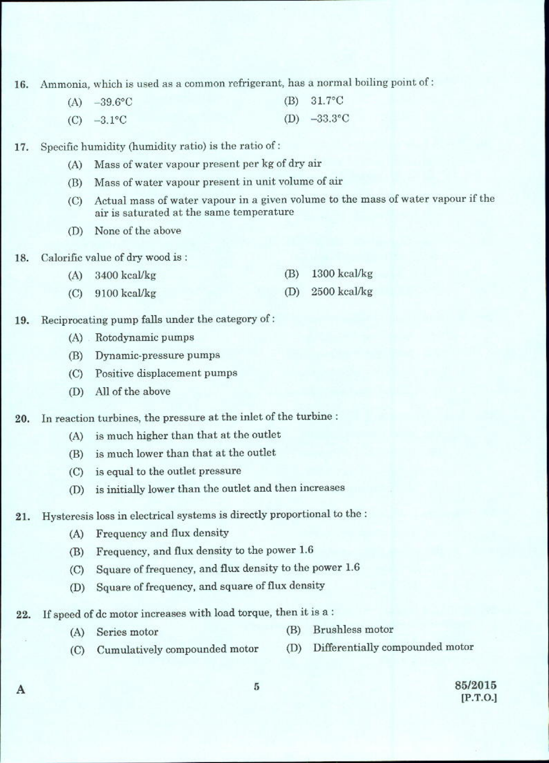16. Ammonia, which is used as a common refrigerant, has a normal boiling point of :

    (A) −39.6°C
    (B) 31.7°C
    (C) −3.1°C
    (D) −33.3°C

17. Specific humidity (humidity ratio) is the ratio of :

    (A) Mass of water vapour present per kg of dry air
    (B) Mass of water vapour present in unit volume of air
    (C) Actual mass of water vapour in a given volume to the mass of water vapour if the air is saturated at the same temperature
    (D) None of the above

18. Calorific value of dry wood is :

    (A) 3400 kcal/kg
    (B) 1300 kcal/kg
    (C) 9100 kcal/kg
    (D) 2500 kcal/kg

19. Reciprocating pump falls under the category of :

    (A) Rotodynamic pumps
    (B) Dynamic-pressure pumps
    (C) Positive displacement pumps
    (D) All of the above

20. In reaction turbines, the pressure at the inlet of the turbine :

    (A) is much higher than that at the outlet
    (B) is much lower than that at the outlet
    (C) is equal to the outlet pressure
    (D) is initially lower than the outlet and then increases

21. Hysteresis loss in electrical systems is directly proportional to the :

    (A) Frequency and flux density
    (B) Frequency, and flux density to the power 1.6
    (C) Square of frequency, and flux density to the power 1.6
    (D) Square of frequency, and square of flux density

22. If speed of dc motor increases with load torque, then it is a :

    (A) Series motor
    (B) Brushless motor
    (C) Cumulatively compounded motor
    (D) Differentially compounded motor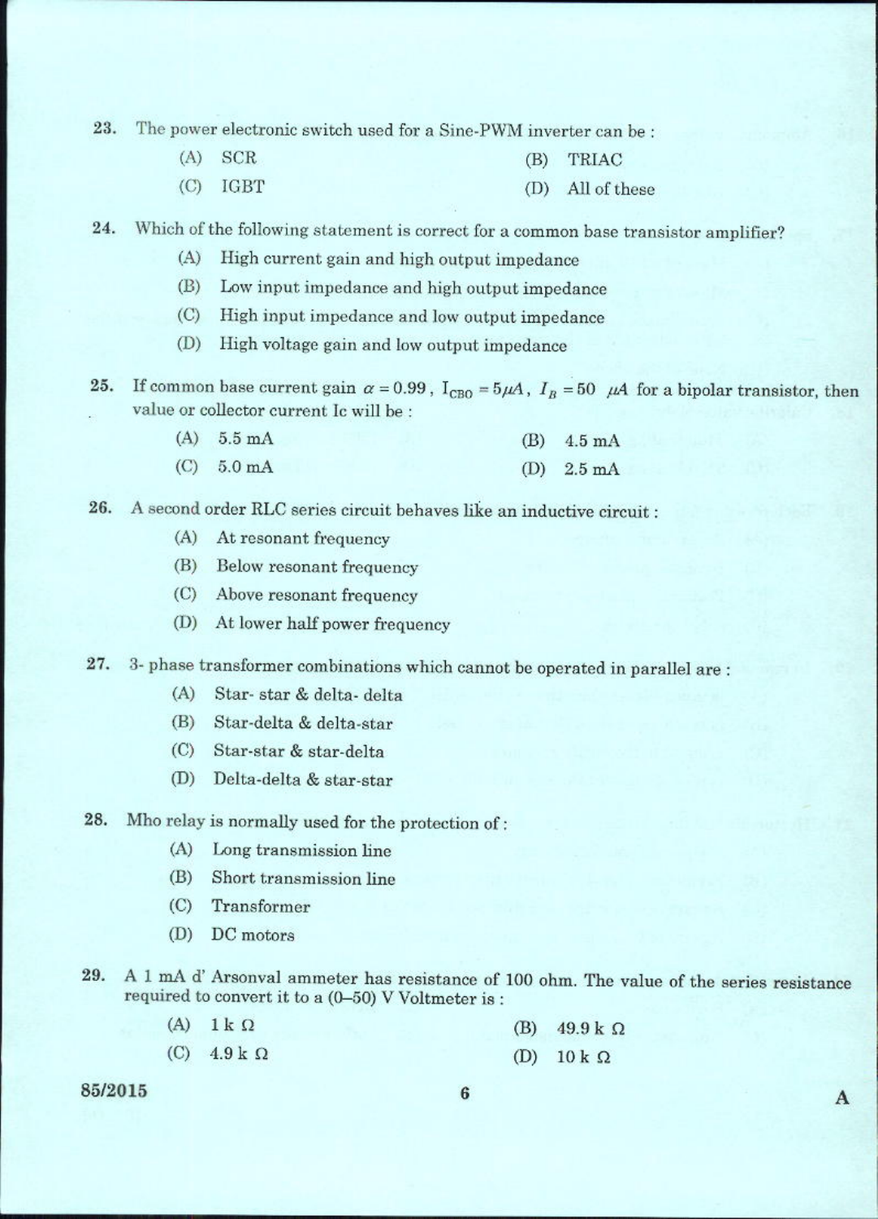23. The power electronic switch used for a Sine-PWM inverter can be :

    (A) SCR
    (B) TRIAC
    (C) IGBT
    (D) All of these

24. Which of the following statement is correct for a common base transistor amplifier?

    (A) High current gain and high output impedance
    (B) Low input impedance and high output impedance
    (C) High input impedance and low output impedance
    (D) High voltage gain and low output impedance

25. If common base current gain $\alpha = 0.99$, $I_{CBO} = 5\mu A$, $I_B = 50\ \mu A$ for a bipolar transistor, then value or collector current Ic will be :

    (A) 5.5 mA
    (B) 4.5 mA
    (C) 5.0 mA
    (D) 2.5 mA

26. A second order RLC series circuit behaves like an inductive circuit :

    (A) At resonant frequency
    (B) Below resonant frequency
    (C) Above resonant frequency
    (D) At lower half power frequency

27. 3- phase transformer combinations which cannot be operated in parallel are :

    (A) Star- star & delta- delta
    (B) Star-delta & delta-star
    (C) Star-star & star-delta
    (D) Delta-delta & star-star

28. Mho relay is normally used for the protection of :

    (A) Long transmission line
    (B) Short transmission line
    (C) Transformer
    (D) DC motors

29. A 1 mA d' Arsonval ammeter has resistance of 100 ohm. The value of the series resistance required to convert it to a (0–50) V Voltmeter is :

    (A) 1 k Ω
    (B) 49.9 k Ω
    (C) 4.9 k Ω
    (D) 10 k Ω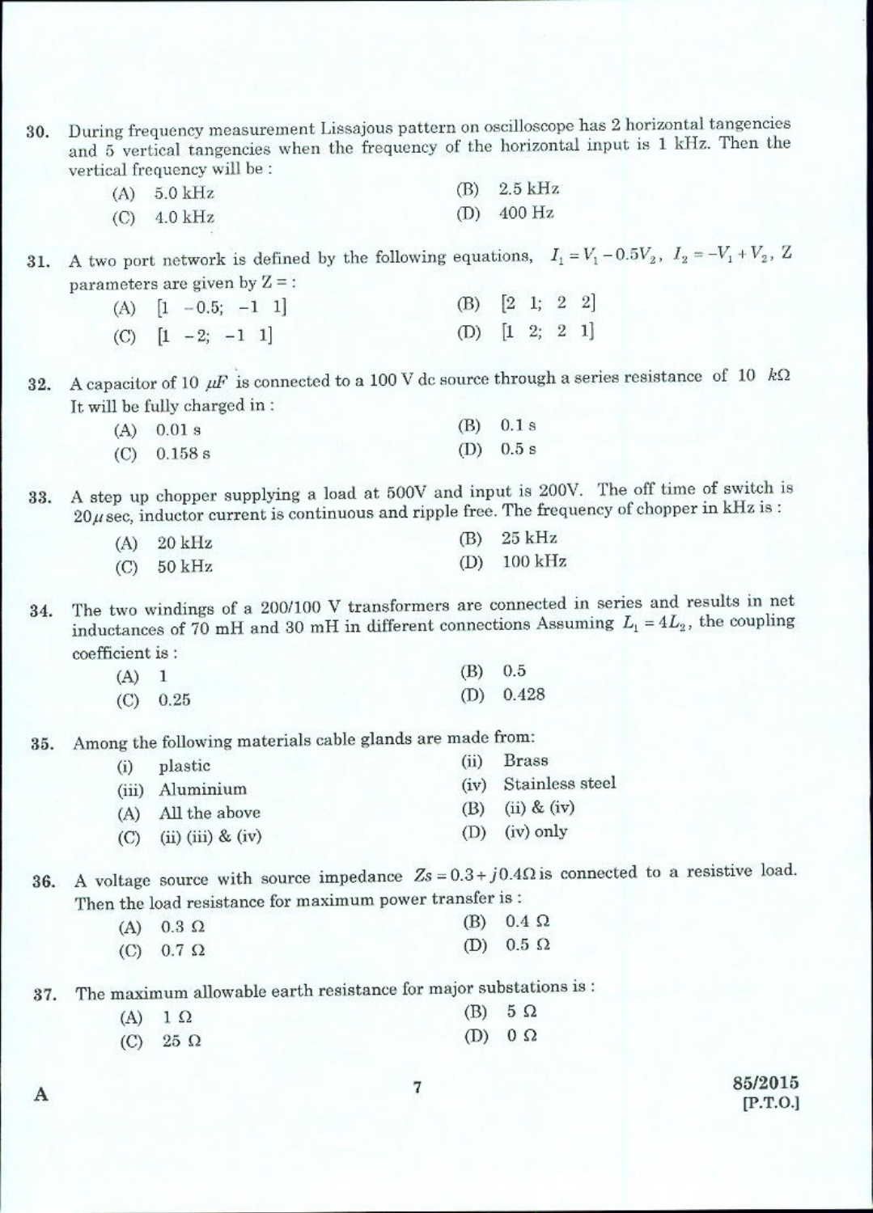30. During frequency measurement Lissajous pattern on oscilloscope has 2 horizontal tangencies and 5 vertical tangencies when the frequency of the horizontal input is 1 kHz. Then the vertical frequency will be :

(A) 5.0 kHz
(B) 2.5 kHz
(C) 4.0 kHz
(D) 400 Hz

31. A two port network is defined by the following equations, $I_1 = V_1 - 0.5V_2$, $I_2 = -V_1 + V_2$, Z parameters are given by Z = :

(A) [1 −0.5; −1 1]
(B) [2 1; 2 2]
(C) [1 −2; −1 1]
(D) [1 2; 2 1]

32. A capacitor of 10 $\mu F$ is connected to a 100 V dc source through a series resistance of 10 $k\Omega$ It will be fully charged in :

(A) 0.01 s
(B) 0.1 s
(C) 0.158 s
(D) 0.5 s

33. A step up chopper supplying a load at 500V and input is 200V. The off time of switch is 20$\mu$sec, inductor current is continuous and ripple free. The frequency of chopper in kHz is :

(A) 20 kHz
(B) 25 kHz
(C) 50 kHz
(D) 100 kHz

34. The two windings of a 200/100 V transformers are connected in series and results in net inductances of 70 mH and 30 mH in different connections Assuming $L_1 = 4L_2$, the coupling coefficient is :

(A) 1
(B) 0.5
(C) 0.25
(D) 0.428

35. Among the following materials cable glands are made from:

(i) plastic
(ii) Brass
(iii) Aluminium
(iv) Stainless steel

(A) All the above
(B) (ii) & (iv)
(C) (ii) (iii) & (iv)
(D) (iv) only

36. A voltage source with source impedance $Zs = 0.3 + j0.4\Omega$ is connected to a resistive load. Then the load resistance for maximum power transfer is :

(A) 0.3 Ω
(B) 0.4 Ω
(C) 0.7 Ω
(D) 0.5 Ω

37. The maximum allowable earth resistance for major substations is :

(A) 1 Ω
(B) 5 Ω
(C) 25 Ω
(D) 0 Ω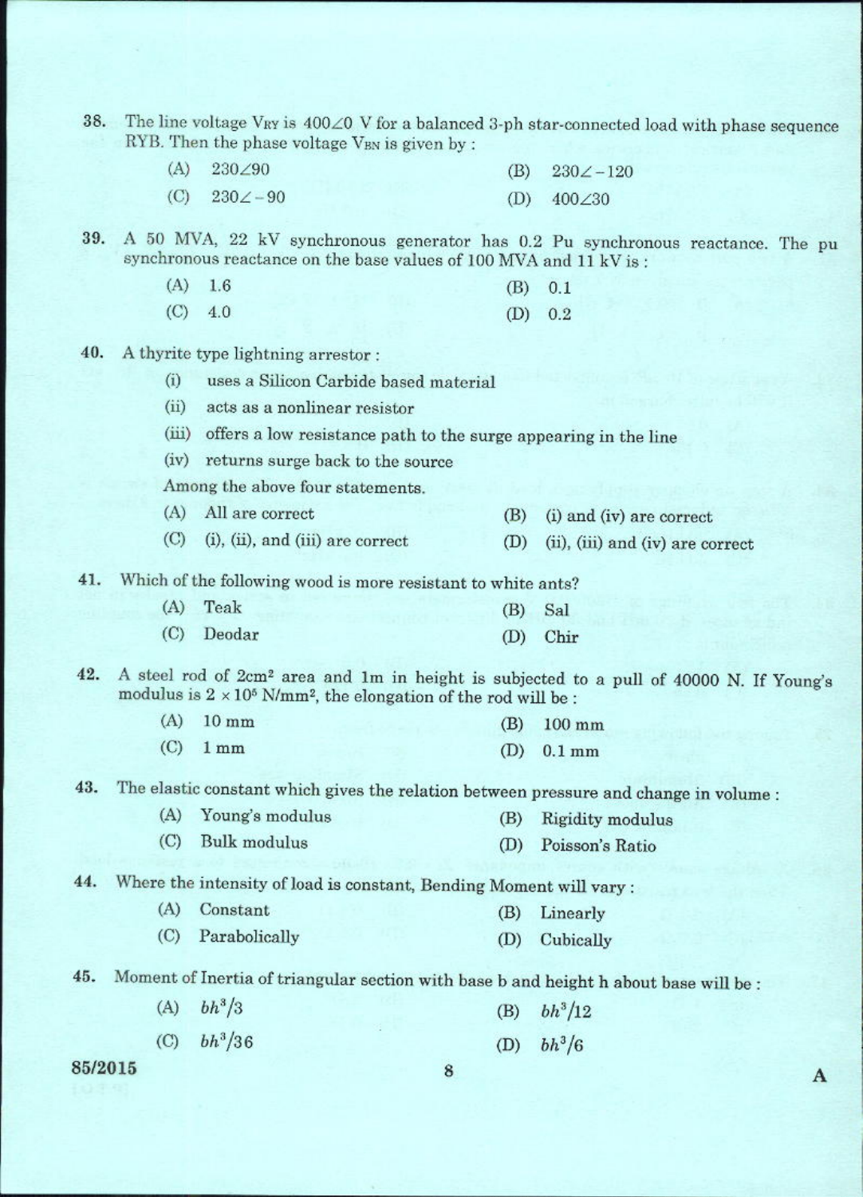38. The line voltage $V_{RY}$ is $400\angle 0$ V for a balanced 3-ph star-connected load with phase sequence RYB. Then the phase voltage $V_{BN}$ is given by :

   (A) $230\angle 90$
   (B) $230\angle -120$
   (C) $230\angle -90$
   (D) $400\angle 30$

39. A 50 MVA, 22 kV synchronous generator has 0.2 Pu synchronous reactance. The pu synchronous reactance on the base values of 100 MVA and 11 kV is :

   (A) 1.6
   (B) 0.1
   (C) 4.0
   (D) 0.2

40. A thyrite type lightning arrestor :

   (i) uses a Silicon Carbide based material
   (ii) acts as a nonlinear resistor
   (iii) offers a low resistance path to the surge appearing in the line
   (iv) returns surge back to the source

   Among the above four statements.

   (A) All are correct
   (B) (i) and (iv) are correct
   (C) (i), (ii), and (iii) are correct
   (D) (ii), (iii) and (iv) are correct

41. Which of the following wood is more resistant to white ants?

   (A) Teak
   (B) Sal
   (C) Deodar
   (D) Chir

42. A steel rod of $2cm^2$ area and 1m in height is subjected to a pull of 40000 N. If Young's modulus is $2 \times 10^5$ N/mm$^2$, the elongation of the rod will be :

   (A) 10 mm
   (B) 100 mm
   (C) 1 mm
   (D) 0.1 mm

43. The elastic constant which gives the relation between pressure and change in volume :

   (A) Young's modulus
   (B) Rigidity modulus
   (C) Bulk modulus
   (D) Poisson's Ratio

44. Where the intensity of load is constant, Bending Moment will vary :

   (A) Constant
   (B) Linearly
   (C) Parabolically
   (D) Cubically

45. Moment of Inertia of triangular section with base b and height h about base will be :

   (A) $bh^3/3$
   (B) $bh^3/12$
   (C) $bh^3/36$
   (D) $bh^3/6$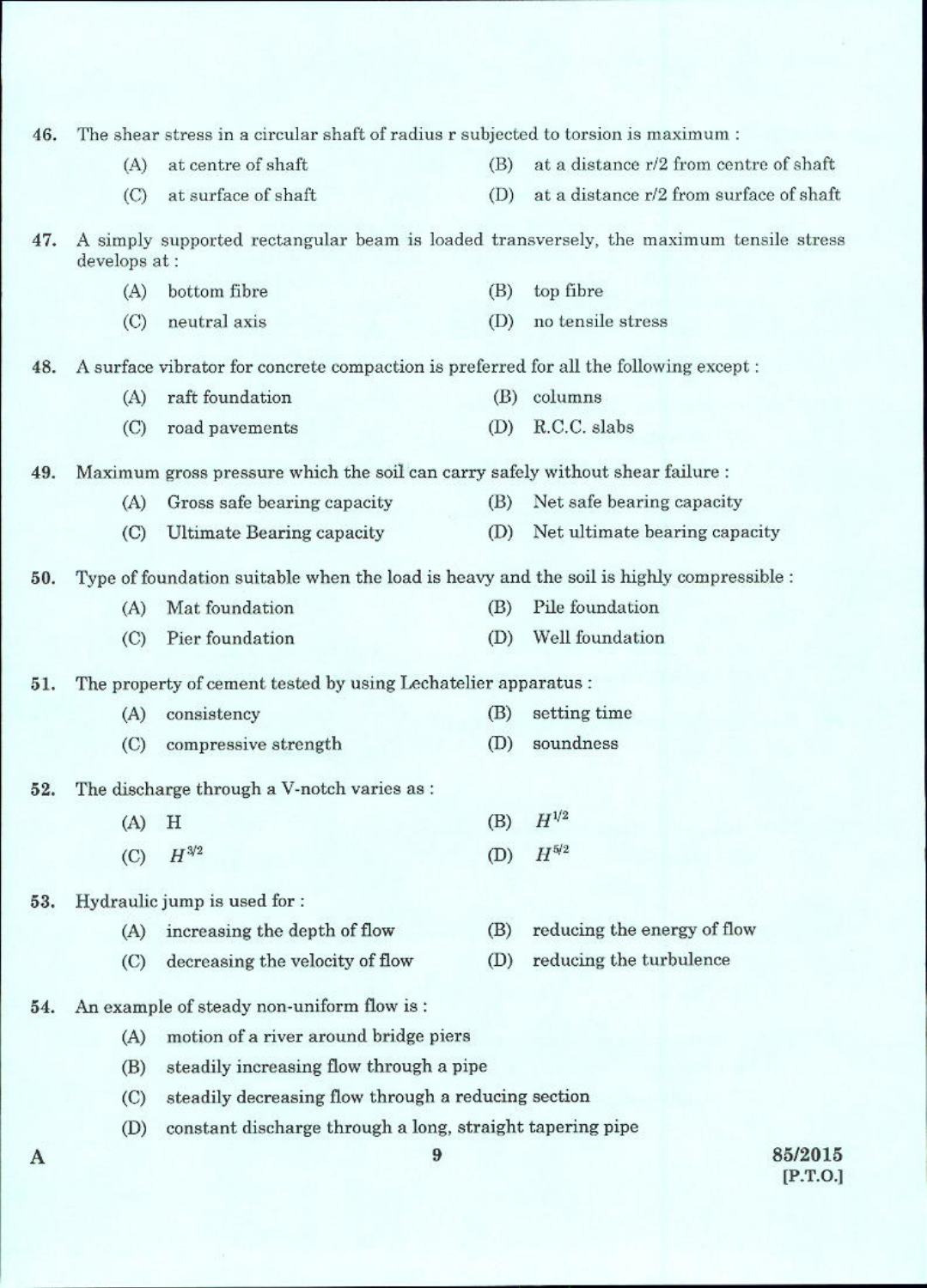46. The shear stress in a circular shaft of radius r subjected to torsion is maximum :

    (A) at centre of shaft
    (B) at a distance r/2 from centre of shaft
    (C) at surface of shaft
    (D) at a distance r/2 from surface of shaft

47. A simply supported rectangular beam is loaded transversely, the maximum tensile stress develops at :

    (A) bottom fibre
    (B) top fibre
    (C) neutral axis
    (D) no tensile stress

48. A surface vibrator for concrete compaction is preferred for all the following except :

    (A) raft foundation
    (B) columns
    (C) road pavements
    (D) R.C.C. slabs

49. Maximum gross pressure which the soil can carry safely without shear failure :

    (A) Gross safe bearing capacity
    (B) Net safe bearing capacity
    (C) Ultimate Bearing capacity
    (D) Net ultimate bearing capacity

50. Type of foundation suitable when the load is heavy and the soil is highly compressible :

    (A) Mat foundation
    (B) Pile foundation
    (C) Pier foundation
    (D) Well foundation

51. The property of cement tested by using Lechatelier apparatus :

    (A) consistency
    (B) setting time
    (C) compressive strength
    (D) soundness

52. The discharge through a V-notch varies as :

    (A) H
    (B) $H^{1/2}$
    (C) $H^{3/2}$
    (D) $H^{5/2}$

53. Hydraulic jump is used for :

    (A) increasing the depth of flow
    (B) reducing the energy of flow
    (C) decreasing the velocity of flow
    (D) reducing the turbulence

54. An example of steady non-uniform flow is :

    (A) motion of a river around bridge piers
    (B) steadily increasing flow through a pipe
    (C) steadily decreasing flow through a reducing section
    (D) constant discharge through a long, straight tapering pipe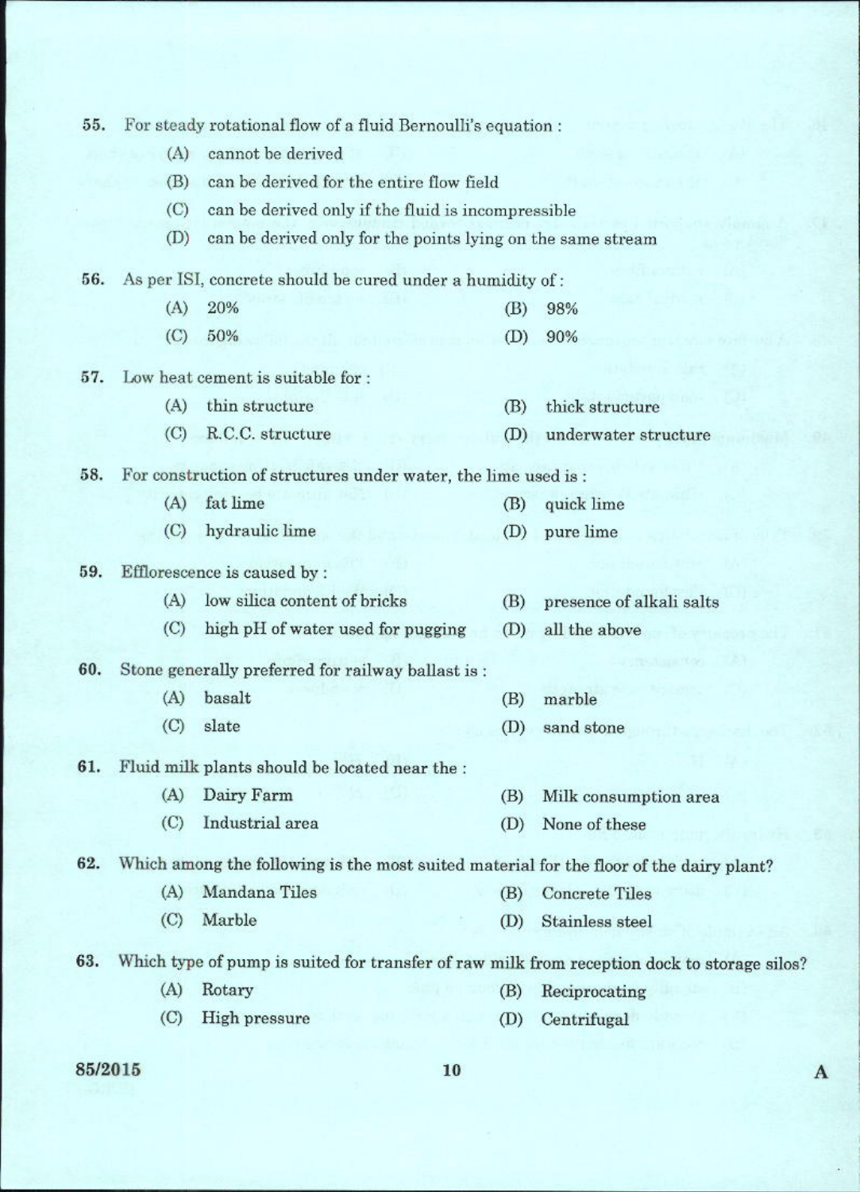55. For steady rotational flow of a fluid Bernoulli's equation :

(A) cannot be derived

(B) can be derived for the entire flow field

(C) can be derived only if the fluid is incompressible

(D) can be derived only for the points lying on the same stream

56. As per ISI, concrete should be cured under a humidity of :

(A) 20% (B) 98%

(C) 50% (D) 90%

57. Low heat cement is suitable for :

(A) thin structure (B) thick structure

(C) R.C.C. structure (D) underwater structure

58. For construction of structures under water, the lime used is :

(A) fat lime (B) quick lime

(C) hydraulic lime (D) pure lime

59. Efflorescence is caused by :

(A) low silica content of bricks (B) presence of alkali salts

(C) high pH of water used for pugging (D) all the above

60. Stone generally preferred for railway ballast is :

(A) basalt (B) marble

(C) slate (D) sand stone

61. Fluid milk plants should be located near the :

(A) Dairy Farm (B) Milk consumption area

(C) Industrial area (D) None of these

62. Which among the following is the most suited material for the floor of the dairy plant?

(A) Mandana Tiles (B) Concrete Tiles

(C) Marble (D) Stainless steel

63. Which type of pump is suited for transfer of raw milk from reception dock to storage silos?

(A) Rotary (B) Reciprocating

(C) High pressure (D) Centrifugal